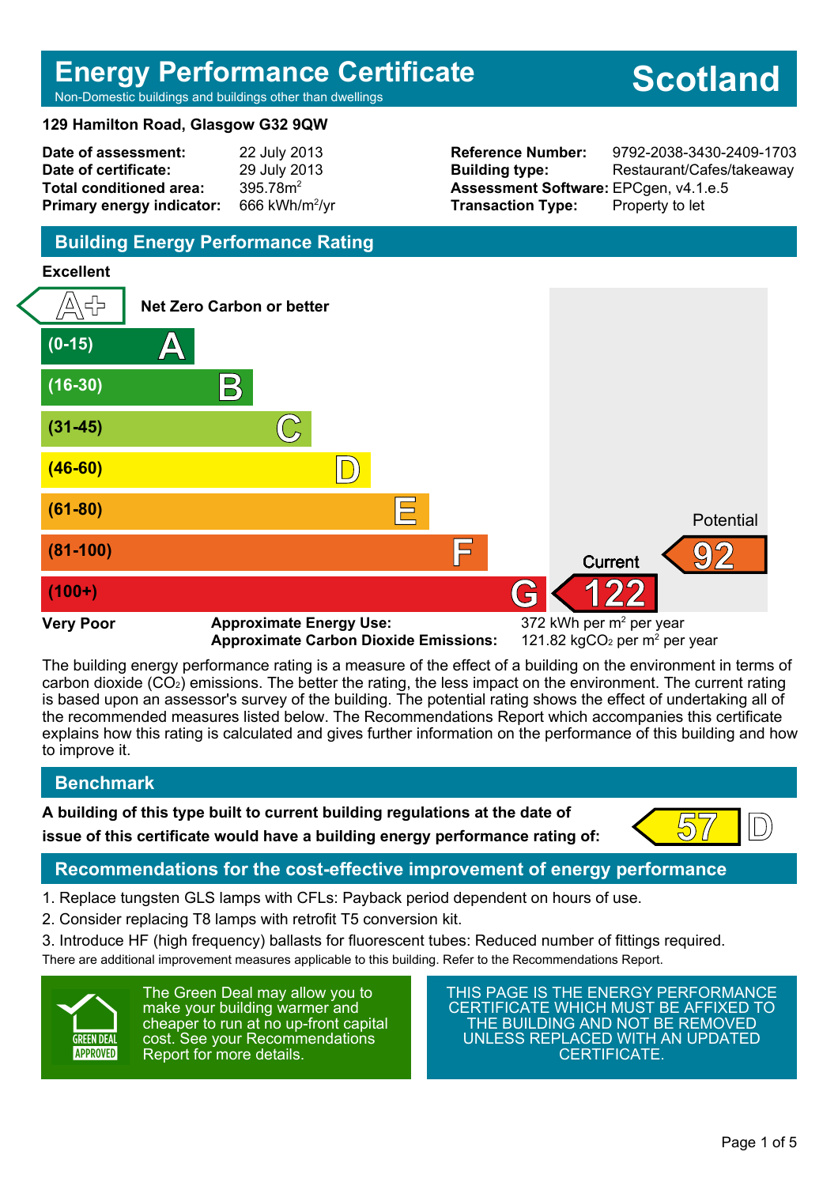# Energy Performance Certificate

Non-Domestic buildings and buildings other than dwellings

**Scotland**

**129 Hamilton Road, Glasgow G32 9QW**

| | | | |
|---|---|---|---|
| **Date of assessment:** | 22 July 2013 | **Reference Number:** | 9792-2038-3430-2409-1703 |
| **Date of certificate:** | 29 July 2013 | **Building type:** | Restaurant/Cafes/takeaway |
| **Total conditioned area:** | 395.78m$^2$ | **Assessment Software:** | EPCgen, v4.1.e.5 |
| **Primary energy indicator:** | 666 kWh/m$^2$/yr | **Transaction Type:** | Property to let |

## Building Energy Performance Rating

**Excellent**

- A+ Net Zero Carbon or better
- (0-15) A
- (16-30) B
- (31-45) C
- (46-60) D
- (61-80) E
- (81-100) F
- (100+) G

**Very Poor**

Current: 122 (G)

Potential: 92 (F)

**Approximate Energy Use:** 372 kWh per m$^2$ per year

**Approximate Carbon Dioxide Emissions:** 121.82 kg$CO_2$ per m$^2$ per year

The building energy performance rating is a measure of the effect of a building on the environment in terms of carbon dioxide ($CO_2$) emissions. The better the rating, the less impact on the environment. The current rating is based upon an assessor's survey of the building. The potential rating shows the effect of undertaking all of the recommended measures listed below. The Recommendations Report which accompanies this certificate explains how this rating is calculated and gives further information on the performance of this building and how to improve it.

## Benchmark

**A building of this type built to current building regulations at the date of issue of this certificate would have a building energy performance rating of:** 57 D

## Recommendations for the cost-effective improvement of energy performance

1. Replace tungsten GLS lamps with CFLs: Payback period dependent on hours of use.
2. Consider replacing T8 lamps with retrofit T5 conversion kit.
3. Introduce HF (high frequency) ballasts for fluorescent tubes: Reduced number of fittings required.

There are additional improvement measures applicable to this building. Refer to the Recommendations Report.

GREEN DEAL APPROVED

The Green Deal may allow you to make your building warmer and cheaper to run at no up-front capital cost. See your Recommendations Report for more details.

THIS PAGE IS THE ENERGY PERFORMANCE CERTIFICATE WHICH MUST BE AFFIXED TO THE BUILDING AND NOT BE REMOVED UNLESS REPLACED WITH AN UPDATED CERTIFICATE.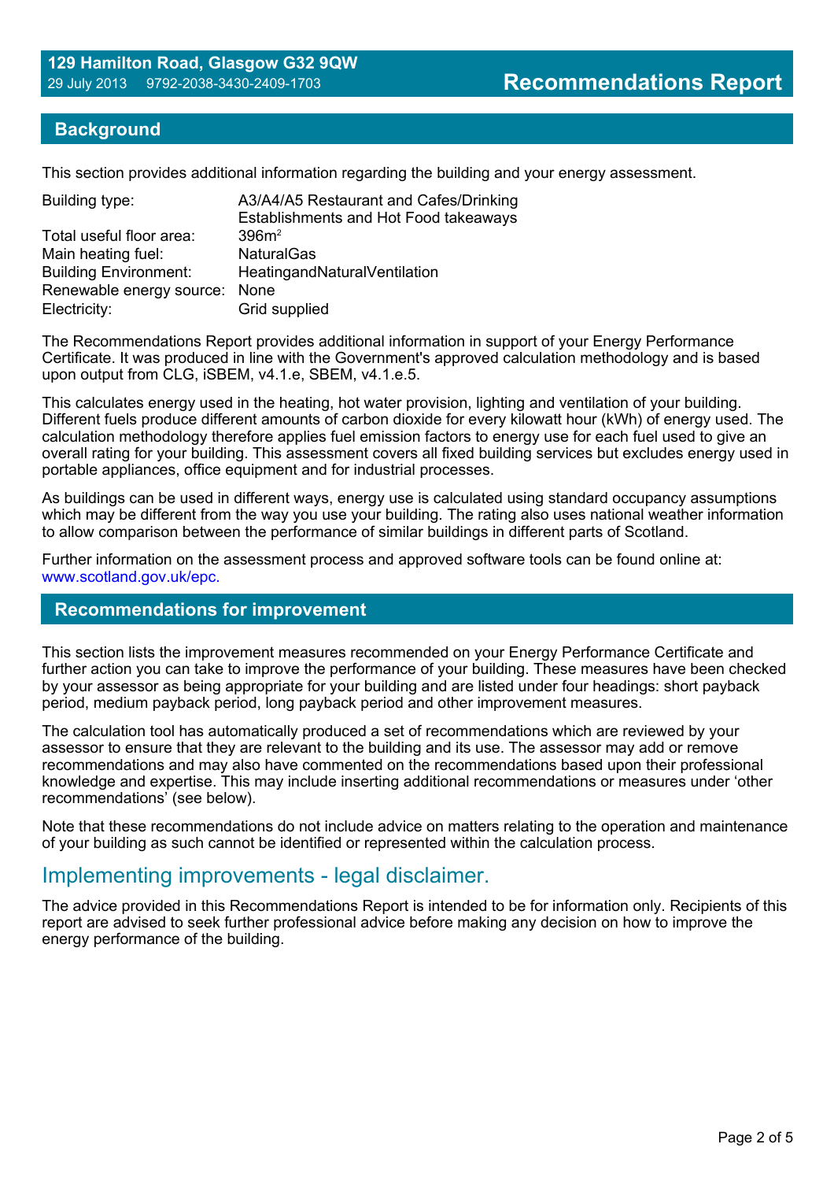**129 Hamilton Road, Glasgow G32 9QW**
29 July 2013 9792-2038-3430-2409-1703

# Recommendations Report

## Background

This section provides additional information regarding the building and your energy assessment.

| | |
|---|---|
| Building type: | A3/A4/A5 Restaurant and Cafes/Drinking Establishments and Hot Food takeaways |
| Total useful floor area: | 396m$^2$ |
| Main heating fuel: | NaturalGas |
| Building Environment: | HeatingandNaturalVentilation |
| Renewable energy source: | None |
| Electricity: | Grid supplied |

The Recommendations Report provides additional information in support of your Energy Performance Certificate. It was produced in line with the Government's approved calculation methodology and is based upon output from CLG, iSBEM, v4.1.e, SBEM, v4.1.e.5.

This calculates energy used in the heating, hot water provision, lighting and ventilation of your building. Different fuels produce different amounts of carbon dioxide for every kilowatt hour (kWh) of energy used. The calculation methodology therefore applies fuel emission factors to energy use for each fuel used to give an overall rating for your building. This assessment covers all fixed building services but excludes energy used in portable appliances, office equipment and for industrial processes.

As buildings can be used in different ways, energy use is calculated using standard occupancy assumptions which may be different from the way you use your building. The rating also uses national weather information to allow comparison between the performance of similar buildings in different parts of Scotland.

Further information on the assessment process and approved software tools can be found online at: www.scotland.gov.uk/epc.

## Recommendations for improvement

This section lists the improvement measures recommended on your Energy Performance Certificate and further action you can take to improve the performance of your building. These measures have been checked by your assessor as being appropriate for your building and are listed under four headings: short payback period, medium payback period, long payback period and other improvement measures.

The calculation tool has automatically produced a set of recommendations which are reviewed by your assessor to ensure that they are relevant to the building and its use. The assessor may add or remove recommendations and may also have commented on the recommendations based upon their professional knowledge and expertise. This may include inserting additional recommendations or measures under 'other recommendations' (see below).

Note that these recommendations do not include advice on matters relating to the operation and maintenance of your building as such cannot be identified or represented within the calculation process.

## Implementing improvements - legal disclaimer.

The advice provided in this Recommendations Report is intended to be for information only. Recipients of this report are advised to seek further professional advice before making any decision on how to improve the energy performance of the building.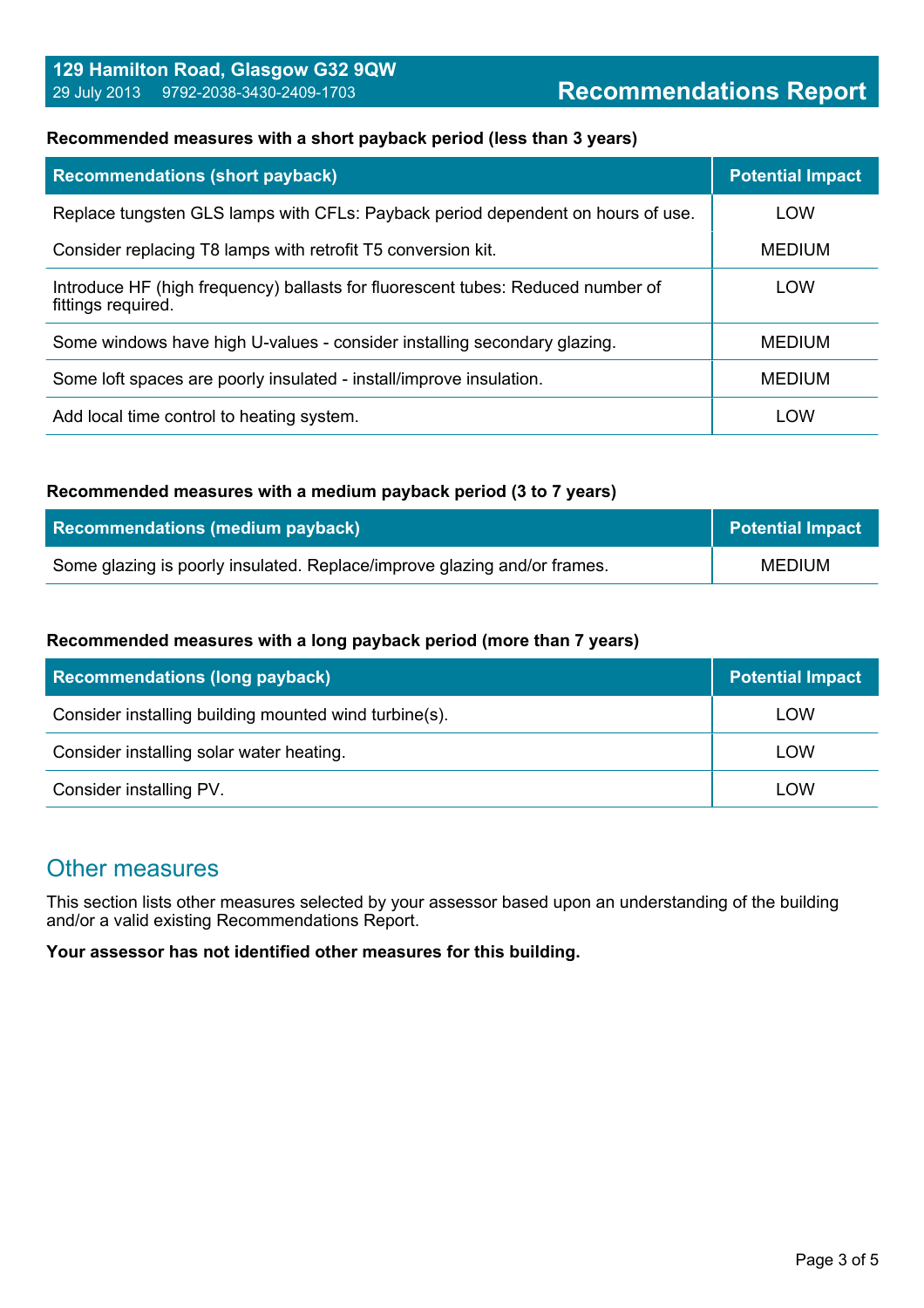**Recommended measures with a short payback period (less than 3 years)**

| Recommendations (short payback) | Potential Impact |
|---|---|
| Replace tungsten GLS lamps with CFLs: Payback period dependent on hours of use. | LOW |
| Consider replacing T8 lamps with retrofit T5 conversion kit. | MEDIUM |
| Introduce HF (high frequency) ballasts for fluorescent tubes: Reduced number of fittings required. | LOW |
| Some windows have high U-values - consider installing secondary glazing. | MEDIUM |
| Some loft spaces are poorly insulated - install/improve insulation. | MEDIUM |
| Add local time control to heating system. | LOW |

**Recommended measures with a medium payback period (3 to 7 years)**

| Recommendations (medium payback) | Potential Impact |
|---|---|
| Some glazing is poorly insulated. Replace/improve glazing and/or frames. | MEDIUM |

**Recommended measures with a long payback period (more than 7 years)**

| Recommendations (long payback) | Potential Impact |
|---|---|
| Consider installing building mounted wind turbine(s). | LOW |
| Consider installing solar water heating. | LOW |
| Consider installing PV. | LOW |

## Other measures

This section lists other measures selected by your assessor based upon an understanding of the building and/or a valid existing Recommendations Report.

**Your assessor has not identified other measures for this building.**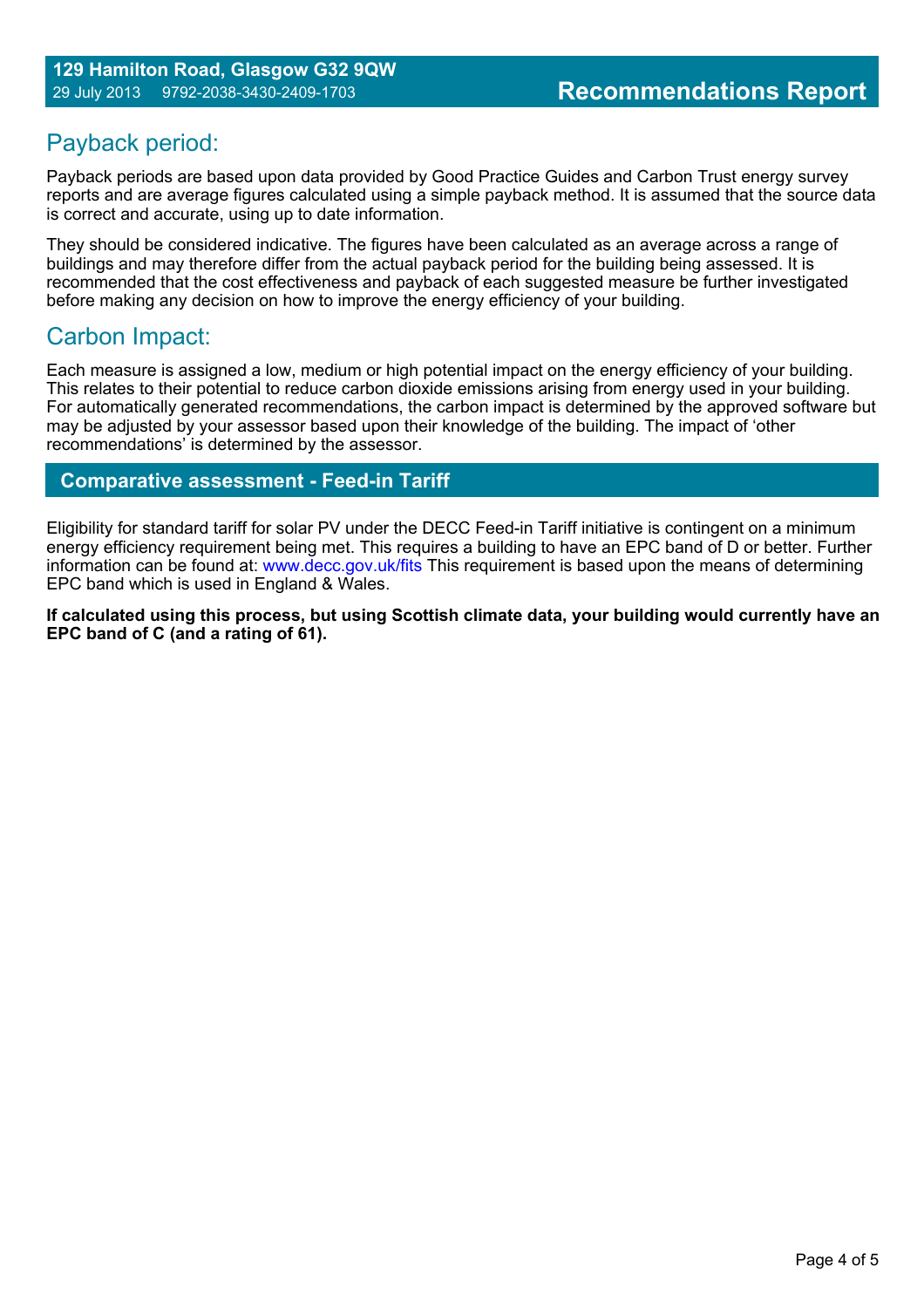## Payback period:

Payback periods are based upon data provided by Good Practice Guides and Carbon Trust energy survey reports and are average figures calculated using a simple payback method. It is assumed that the source data is correct and accurate, using up to date information.

They should be considered indicative. The figures have been calculated as an average across a range of buildings and may therefore differ from the actual payback period for the building being assessed. It is recommended that the cost effectiveness and payback of each suggested measure be further investigated before making any decision on how to improve the energy efficiency of your building.

## Carbon Impact:

Each measure is assigned a low, medium or high potential impact on the energy efficiency of your building. This relates to their potential to reduce carbon dioxide emissions arising from energy used in your building. For automatically generated recommendations, the carbon impact is determined by the approved software but may be adjusted by your assessor based upon their knowledge of the building. The impact of 'other recommendations' is determined by the assessor.

## Comparative assessment - Feed-in Tariff

Eligibility for standard tariff for solar PV under the DECC Feed-in Tariff initiative is contingent on a minimum energy efficiency requirement being met. This requires a building to have an EPC band of D or better. Further information can be found at: www.decc.gov.uk/fits This requirement is based upon the means of determining EPC band which is used in England & Wales.

**If calculated using this process, but using Scottish climate data, your building would currently have an EPC band of C (and a rating of 61).**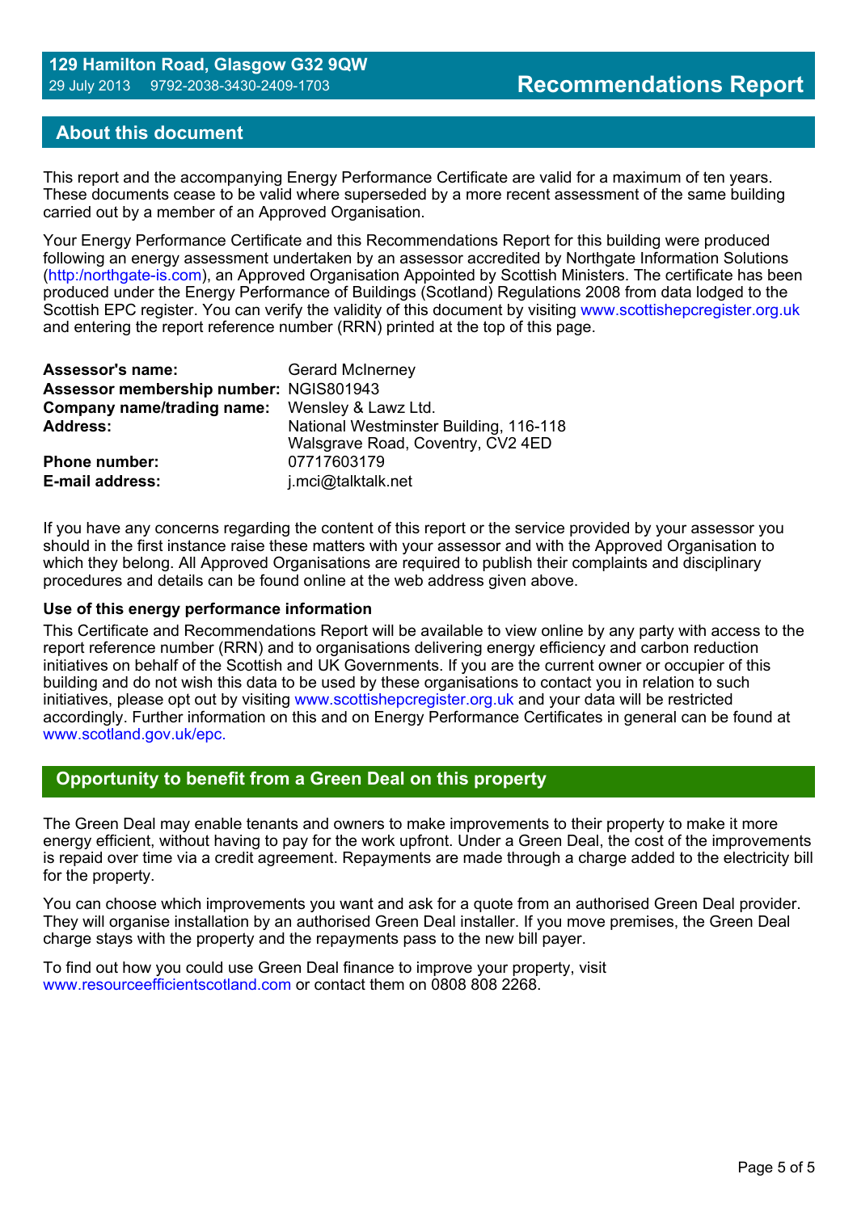## About this document

This report and the accompanying Energy Performance Certificate are valid for a maximum of ten years. These documents cease to be valid where superseded by a more recent assessment of the same building carried out by a member of an Approved Organisation.

Your Energy Performance Certificate and this Recommendations Report for this building were produced following an energy assessment undertaken by an assessor accredited by Northgate Information Solutions (http:/northgate-is.com), an Approved Organisation Appointed by Scottish Ministers. The certificate has been produced under the Energy Performance of Buildings (Scotland) Regulations 2008 from data lodged to the Scottish EPC register. You can verify the validity of this document by visiting www.scottishepcregister.org.uk and entering the report reference number (RRN) printed at the top of this page.

| | |
|---|---|
| **Assessor's name:** | Gerard McInerney |
| **Assessor membership number:** | NGIS801943 |
| **Company name/trading name:** | Wensley & Lawz Ltd. |
| **Address:** | National Westminster Building, 116-118 Walsgrave Road, Coventry, CV2 4ED |
| **Phone number:** | 07717603179 |
| **E-mail address:** | j.mci@talktalk.net |

If you have any concerns regarding the content of this report or the service provided by your assessor you should in the first instance raise these matters with your assessor and with the Approved Organisation to which they belong. All Approved Organisations are required to publish their complaints and disciplinary procedures and details can be found online at the web address given above.

**Use of this energy performance information**

This Certificate and Recommendations Report will be available to view online by any party with access to the report reference number (RRN) and to organisations delivering energy efficiency and carbon reduction initiatives on behalf of the Scottish and UK Governments. If you are the current owner or occupier of this building and do not wish this data to be used by these organisations to contact you in relation to such initiatives, please opt out by visiting www.scottishepcregister.org.uk and your data will be restricted accordingly. Further information on this and on Energy Performance Certificates in general can be found at www.scotland.gov.uk/epc.

## Opportunity to benefit from a Green Deal on this property

The Green Deal may enable tenants and owners to make improvements to their property to make it more energy efficient, without having to pay for the work upfront. Under a Green Deal, the cost of the improvements is repaid over time via a credit agreement. Repayments are made through a charge added to the electricity bill for the property.

You can choose which improvements you want and ask for a quote from an authorised Green Deal provider. They will organise installation by an authorised Green Deal installer. If you move premises, the Green Deal charge stays with the property and the repayments pass to the new bill payer.

To find out how you could use Green Deal finance to improve your property, visit www.resourceefficientscotland.com or contact them on 0808 808 2268.